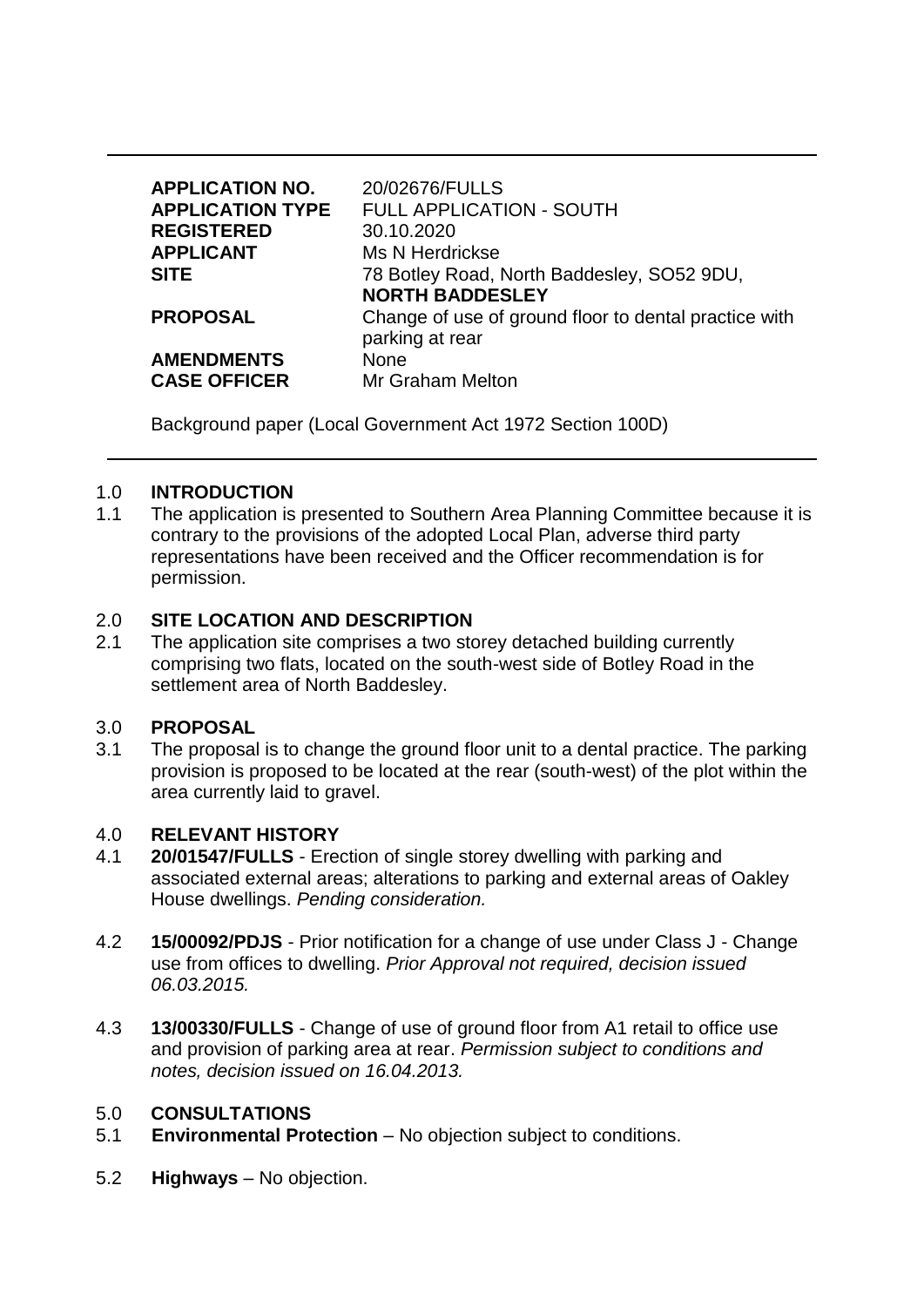| | |
|---|---|
| **APPLICATION NO.** | 20/02676/FULLS |
| **APPLICATION TYPE** | FULL APPLICATION - SOUTH |
| **REGISTERED** | 30.10.2020 |
| **APPLICANT** | Ms N Herdrickse |
| **SITE** | 78 Botley Road, North Baddesley, SO52 9DU, **NORTH BADDESLEY** |
| **PROPOSAL** | Change of use of ground floor to dental practice with parking at rear |
| **AMENDMENTS** | None |
| **CASE OFFICER** | Mr Graham Melton |

Background paper (Local Government Act 1972 Section 100D)

## 1.0 INTRODUCTION

1.1 The application is presented to Southern Area Planning Committee because it is contrary to the provisions of the adopted Local Plan, adverse third party representations have been received and the Officer recommendation is for permission.

## 2.0 SITE LOCATION AND DESCRIPTION

2.1 The application site comprises a two storey detached building currently comprising two flats, located on the south-west side of Botley Road in the settlement area of North Baddesley.

## 3.0 PROPOSAL

3.1 The proposal is to change the ground floor unit to a dental practice. The parking provision is proposed to be located at the rear (south-west) of the plot within the area currently laid to gravel.

## 4.0 RELEVANT HISTORY

4.1 **20/01547/FULLS** - Erection of single storey dwelling with parking and associated external areas; alterations to parking and external areas of Oakley House dwellings. *Pending consideration.*

4.2 **15/00092/PDJS** - Prior notification for a change of use under Class J - Change use from offices to dwelling. *Prior Approval not required, decision issued 06.03.2015.*

4.3 **13/00330/FULLS** - Change of use of ground floor from A1 retail to office use and provision of parking area at rear. *Permission subject to conditions and notes, decision issued on 16.04.2013.*

## 5.0 CONSULTATIONS

5.1 **Environmental Protection** – No objection subject to conditions.

5.2 **Highways** – No objection.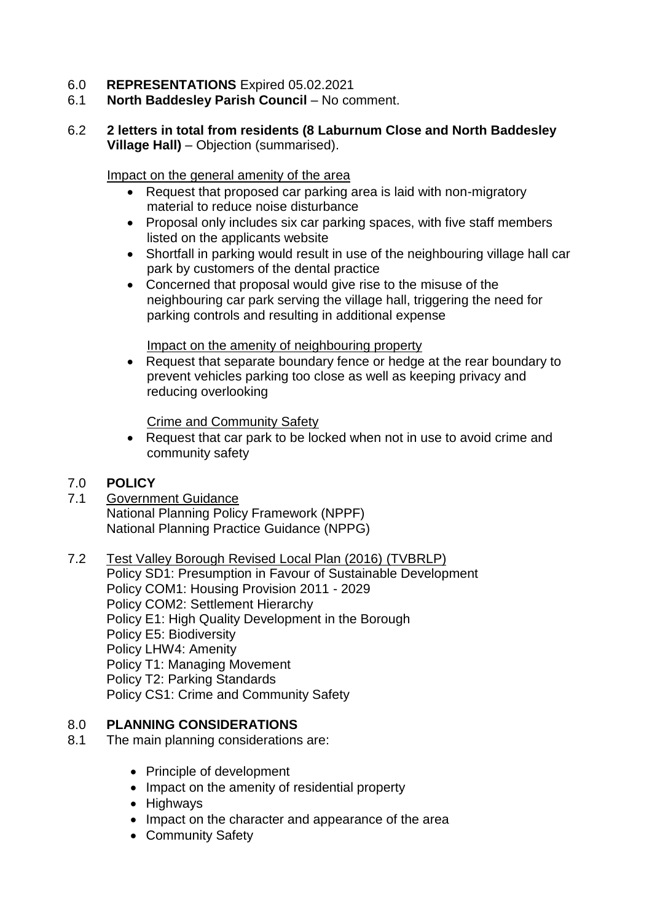6.0 **REPRESENTATIONS** Expired 05.02.2021

6.1 **North Baddesley Parish Council** – No comment.

6.2 **2 letters in total from residents (8 Laburnum Close and North Baddesley Village Hall)** – Objection (summarised).

Impact on the general amenity of the area

- Request that proposed car parking area is laid with non-migratory material to reduce noise disturbance
- Proposal only includes six car parking spaces, with five staff members listed on the applicants website
- Shortfall in parking would result in use of the neighbouring village hall car park by customers of the dental practice
- Concerned that proposal would give rise to the misuse of the neighbouring car park serving the village hall, triggering the need for parking controls and resulting in additional expense

Impact on the amenity of neighbouring property

- Request that separate boundary fence or hedge at the rear boundary to prevent vehicles parking too close as well as keeping privacy and reducing overlooking

Crime and Community Safety

- Request that car park to be locked when not in use to avoid crime and community safety

7.0 **POLICY**

7.1 Government Guidance
National Planning Policy Framework (NPPF)
National Planning Practice Guidance (NPPG)

7.2 Test Valley Borough Revised Local Plan (2016) (TVBRLP)
Policy SD1: Presumption in Favour of Sustainable Development
Policy COM1: Housing Provision 2011 - 2029
Policy COM2: Settlement Hierarchy
Policy E1: High Quality Development in the Borough
Policy E5: Biodiversity
Policy LHW4: Amenity
Policy T1: Managing Movement
Policy T2: Parking Standards
Policy CS1: Crime and Community Safety

8.0 **PLANNING CONSIDERATIONS**

8.1 The main planning considerations are:

- Principle of development
- Impact on the amenity of residential property
- Highways
- Impact on the character and appearance of the area
- Community Safety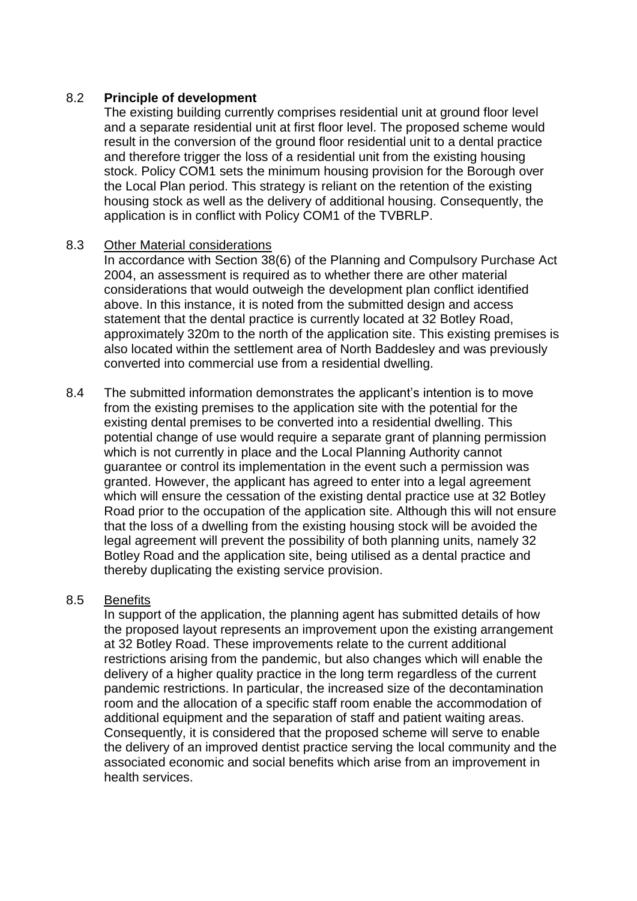8.2 **Principle of development**

The existing building currently comprises residential unit at ground floor level and a separate residential unit at first floor level. The proposed scheme would result in the conversion of the ground floor residential unit to a dental practice and therefore trigger the loss of a residential unit from the existing housing stock. Policy COM1 sets the minimum housing provision for the Borough over the Local Plan period. This strategy is reliant on the retention of the existing housing stock as well as the delivery of additional housing. Consequently, the application is in conflict with Policy COM1 of the TVBRLP.

8.3 <u>Other Material considerations</u>

In accordance with Section 38(6) of the Planning and Compulsory Purchase Act 2004, an assessment is required as to whether there are other material considerations that would outweigh the development plan conflict identified above. In this instance, it is noted from the submitted design and access statement that the dental practice is currently located at 32 Botley Road, approximately 320m to the north of the application site. This existing premises is also located within the settlement area of North Baddesley and was previously converted into commercial use from a residential dwelling.

8.4 The submitted information demonstrates the applicant's intention is to move from the existing premises to the application site with the potential for the existing dental premises to be converted into a residential dwelling. This potential change of use would require a separate grant of planning permission which is not currently in place and the Local Planning Authority cannot guarantee or control its implementation in the event such a permission was granted. However, the applicant has agreed to enter into a legal agreement which will ensure the cessation of the existing dental practice use at 32 Botley Road prior to the occupation of the application site. Although this will not ensure that the loss of a dwelling from the existing housing stock will be avoided the legal agreement will prevent the possibility of both planning units, namely 32 Botley Road and the application site, being utilised as a dental practice and thereby duplicating the existing service provision.

8.5 <u>Benefits</u>

In support of the application, the planning agent has submitted details of how the proposed layout represents an improvement upon the existing arrangement at 32 Botley Road. These improvements relate to the current additional restrictions arising from the pandemic, but also changes which will enable the delivery of a higher quality practice in the long term regardless of the current pandemic restrictions. In particular, the increased size of the decontamination room and the allocation of a specific staff room enable the accommodation of additional equipment and the separation of staff and patient waiting areas. Consequently, it is considered that the proposed scheme will serve to enable the delivery of an improved dentist practice serving the local community and the associated economic and social benefits which arise from an improvement in health services.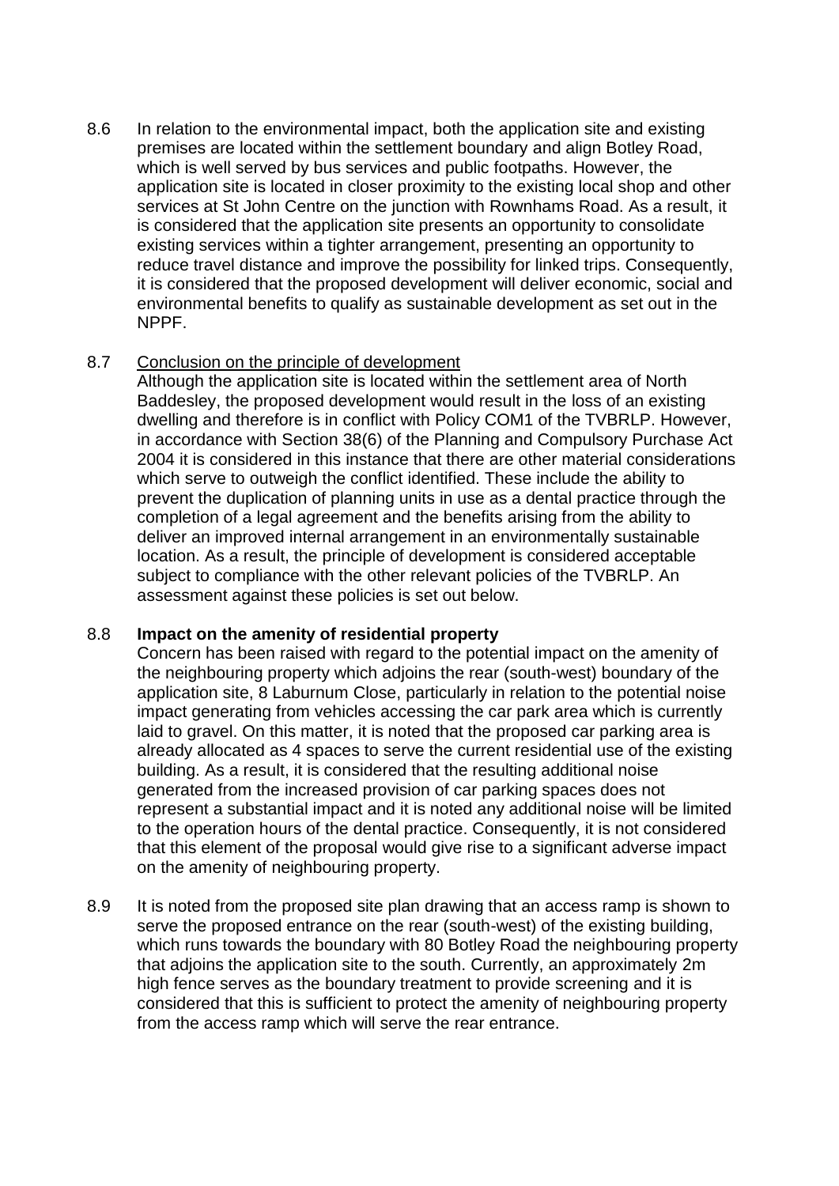8.6 In relation to the environmental impact, both the application site and existing premises are located within the settlement boundary and align Botley Road, which is well served by bus services and public footpaths. However, the application site is located in closer proximity to the existing local shop and other services at St John Centre on the junction with Rownhams Road. As a result, it is considered that the application site presents an opportunity to consolidate existing services within a tighter arrangement, presenting an opportunity to reduce travel distance and improve the possibility for linked trips. Consequently, it is considered that the proposed development will deliver economic, social and environmental benefits to qualify as sustainable development as set out in the NPPF.

8.7 Conclusion on the principle of development

Although the application site is located within the settlement area of North Baddesley, the proposed development would result in the loss of an existing dwelling and therefore is in conflict with Policy COM1 of the TVBRLP. However, in accordance with Section 38(6) of the Planning and Compulsory Purchase Act 2004 it is considered in this instance that there are other material considerations which serve to outweigh the conflict identified. These include the ability to prevent the duplication of planning units in use as a dental practice through the completion of a legal agreement and the benefits arising from the ability to deliver an improved internal arrangement in an environmentally sustainable location. As a result, the principle of development is considered acceptable subject to compliance with the other relevant policies of the TVBRLP. An assessment against these policies is set out below.

8.8 **Impact on the amenity of residential property**

Concern has been raised with regard to the potential impact on the amenity of the neighbouring property which adjoins the rear (south-west) boundary of the application site, 8 Laburnum Close, particularly in relation to the potential noise impact generating from vehicles accessing the car park area which is currently laid to gravel. On this matter, it is noted that the proposed car parking area is already allocated as 4 spaces to serve the current residential use of the existing building. As a result, it is considered that the resulting additional noise generated from the increased provision of car parking spaces does not represent a substantial impact and it is noted any additional noise will be limited to the operation hours of the dental practice. Consequently, it is not considered that this element of the proposal would give rise to a significant adverse impact on the amenity of neighbouring property.

8.9 It is noted from the proposed site plan drawing that an access ramp is shown to serve the proposed entrance on the rear (south-west) of the existing building, which runs towards the boundary with 80 Botley Road the neighbouring property that adjoins the application site to the south. Currently, an approximately 2m high fence serves as the boundary treatment to provide screening and it is considered that this is sufficient to protect the amenity of neighbouring property from the access ramp which will serve the rear entrance.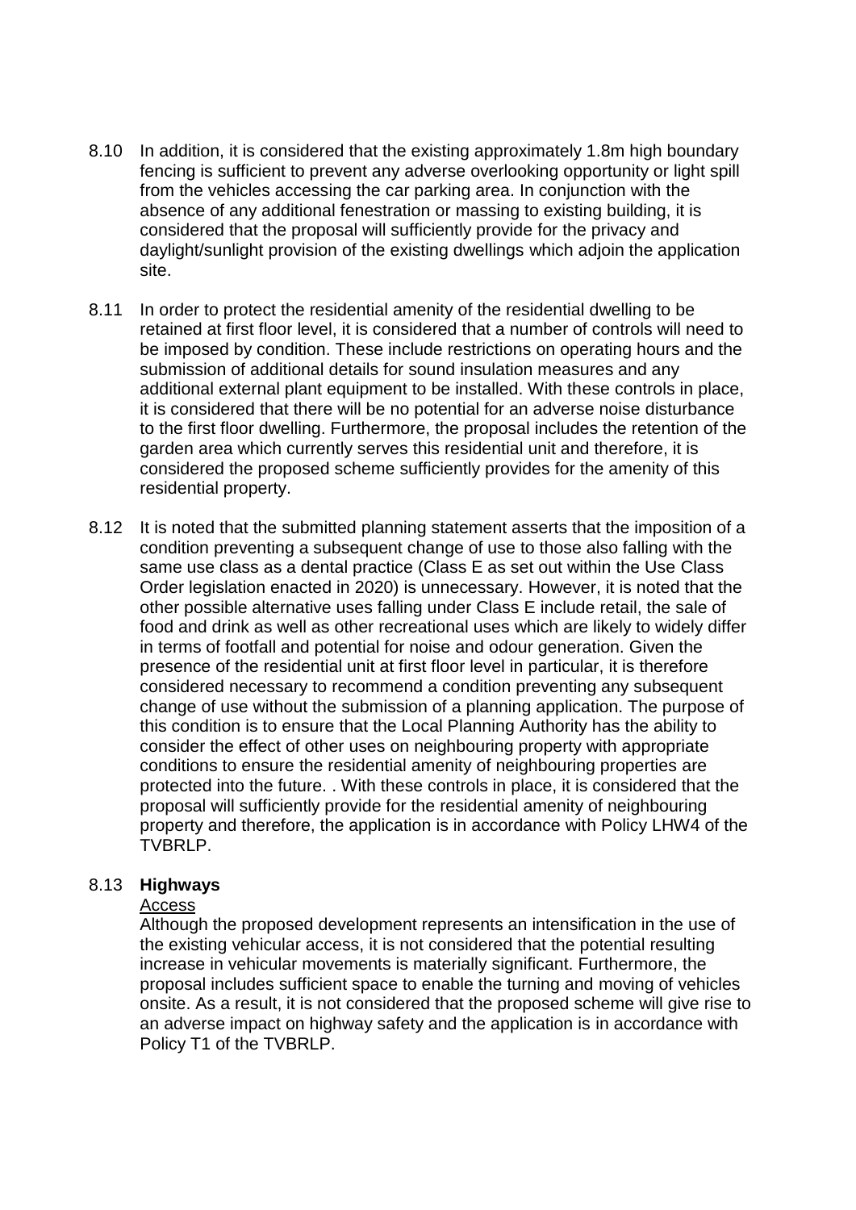8.10 In addition, it is considered that the existing approximately 1.8m high boundary fencing is sufficient to prevent any adverse overlooking opportunity or light spill from the vehicles accessing the car parking area. In conjunction with the absence of any additional fenestration or massing to existing building, it is considered that the proposal will sufficiently provide for the privacy and daylight/sunlight provision of the existing dwellings which adjoin the application site.

8.11 In order to protect the residential amenity of the residential dwelling to be retained at first floor level, it is considered that a number of controls will need to be imposed by condition. These include restrictions on operating hours and the submission of additional details for sound insulation measures and any additional external plant equipment to be installed. With these controls in place, it is considered that there will be no potential for an adverse noise disturbance to the first floor dwelling. Furthermore, the proposal includes the retention of the garden area which currently serves this residential unit and therefore, it is considered the proposed scheme sufficiently provides for the amenity of this residential property.

8.12 It is noted that the submitted planning statement asserts that the imposition of a condition preventing a subsequent change of use to those also falling with the same use class as a dental practice (Class E as set out within the Use Class Order legislation enacted in 2020) is unnecessary. However, it is noted that the other possible alternative uses falling under Class E include retail, the sale of food and drink as well as other recreational uses which are likely to widely differ in terms of footfall and potential for noise and odour generation. Given the presence of the residential unit at first floor level in particular, it is therefore considered necessary to recommend a condition preventing any subsequent change of use without the submission of a planning application. The purpose of this condition is to ensure that the Local Planning Authority has the ability to consider the effect of other uses on neighbouring property with appropriate conditions to ensure the residential amenity of neighbouring properties are protected into the future. . With these controls in place, it is considered that the proposal will sufficiently provide for the residential amenity of neighbouring property and therefore, the application is in accordance with Policy LHW4 of the TVBRLP.

8.13 **Highways**

Access

Although the proposed development represents an intensification in the use of the existing vehicular access, it is not considered that the potential resulting increase in vehicular movements is materially significant. Furthermore, the proposal includes sufficient space to enable the turning and moving of vehicles onsite. As a result, it is not considered that the proposed scheme will give rise to an adverse impact on highway safety and the application is in accordance with Policy T1 of the TVBRLP.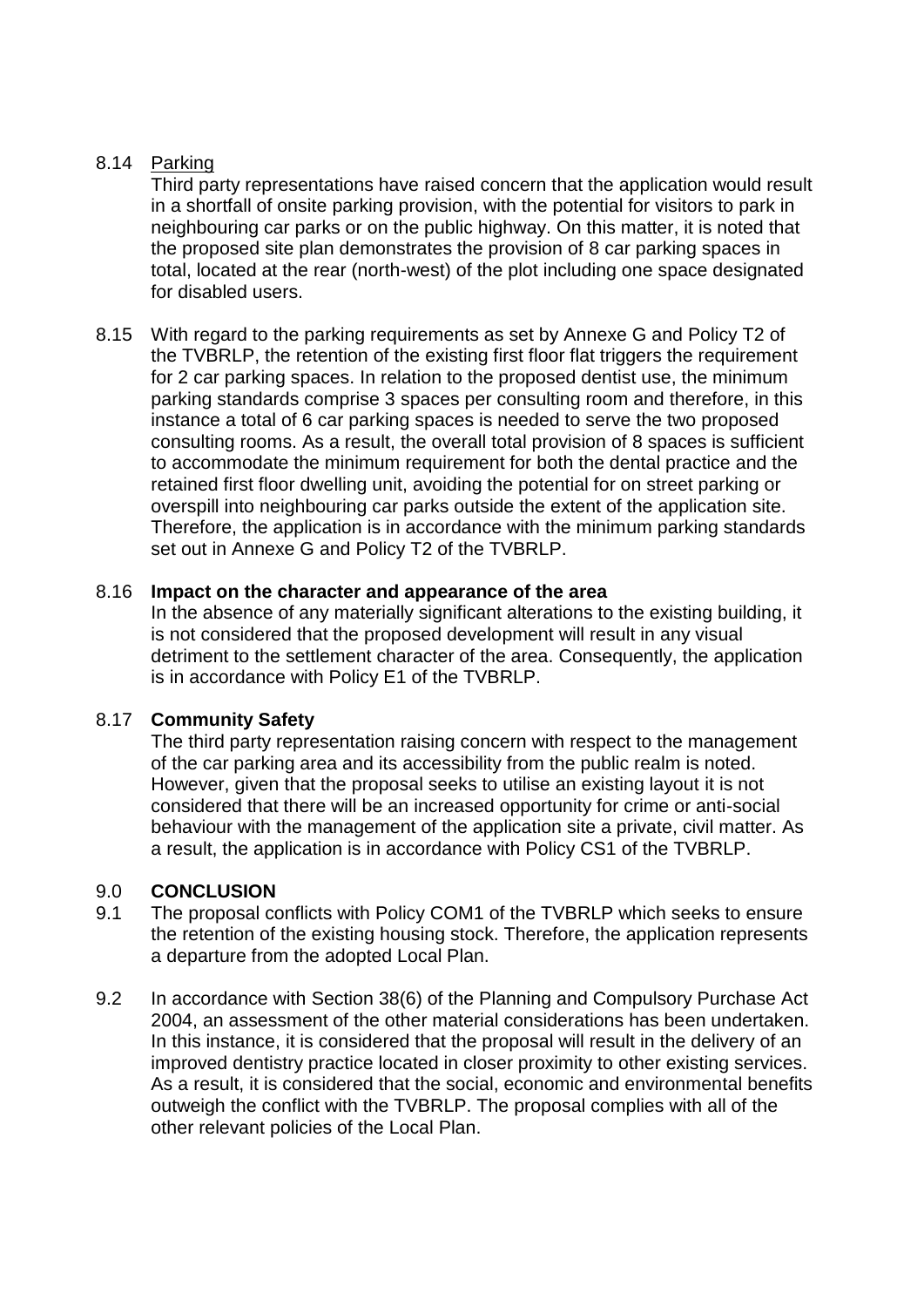8.14 <u>Parking</u>

Third party representations have raised concern that the application would result in a shortfall of onsite parking provision, with the potential for visitors to park in neighbouring car parks or on the public highway. On this matter, it is noted that the proposed site plan demonstrates the provision of 8 car parking spaces in total, located at the rear (north-west) of the plot including one space designated for disabled users.

8.15 With regard to the parking requirements as set by Annexe G and Policy T2 of the TVBRLP, the retention of the existing first floor flat triggers the requirement for 2 car parking spaces. In relation to the proposed dentist use, the minimum parking standards comprise 3 spaces per consulting room and therefore, in this instance a total of 6 car parking spaces is needed to serve the two proposed consulting rooms. As a result, the overall total provision of 8 spaces is sufficient to accommodate the minimum requirement for both the dental practice and the retained first floor dwelling unit, avoiding the potential for on street parking or overspill into neighbouring car parks outside the extent of the application site. Therefore, the application is in accordance with the minimum parking standards set out in Annexe G and Policy T2 of the TVBRLP.

8.16 **Impact on the character and appearance of the area**

In the absence of any materially significant alterations to the existing building, it is not considered that the proposed development will result in any visual detriment to the settlement character of the area. Consequently, the application is in accordance with Policy E1 of the TVBRLP.

8.17 **Community Safety**

The third party representation raising concern with respect to the management of the car parking area and its accessibility from the public realm is noted. However, given that the proposal seeks to utilise an existing layout it is not considered that there will be an increased opportunity for crime or anti-social behaviour with the management of the application site a private, civil matter. As a result, the application is in accordance with Policy CS1 of the TVBRLP.

## 9.0 CONCLUSION

9.1 The proposal conflicts with Policy COM1 of the TVBRLP which seeks to ensure the retention of the existing housing stock. Therefore, the application represents a departure from the adopted Local Plan.

9.2 In accordance with Section 38(6) of the Planning and Compulsory Purchase Act 2004, an assessment of the other material considerations has been undertaken. In this instance, it is considered that the proposal will result in the delivery of an improved dentistry practice located in closer proximity to other existing services. As a result, it is considered that the social, economic and environmental benefits outweigh the conflict with the TVBRLP. The proposal complies with all of the other relevant policies of the Local Plan.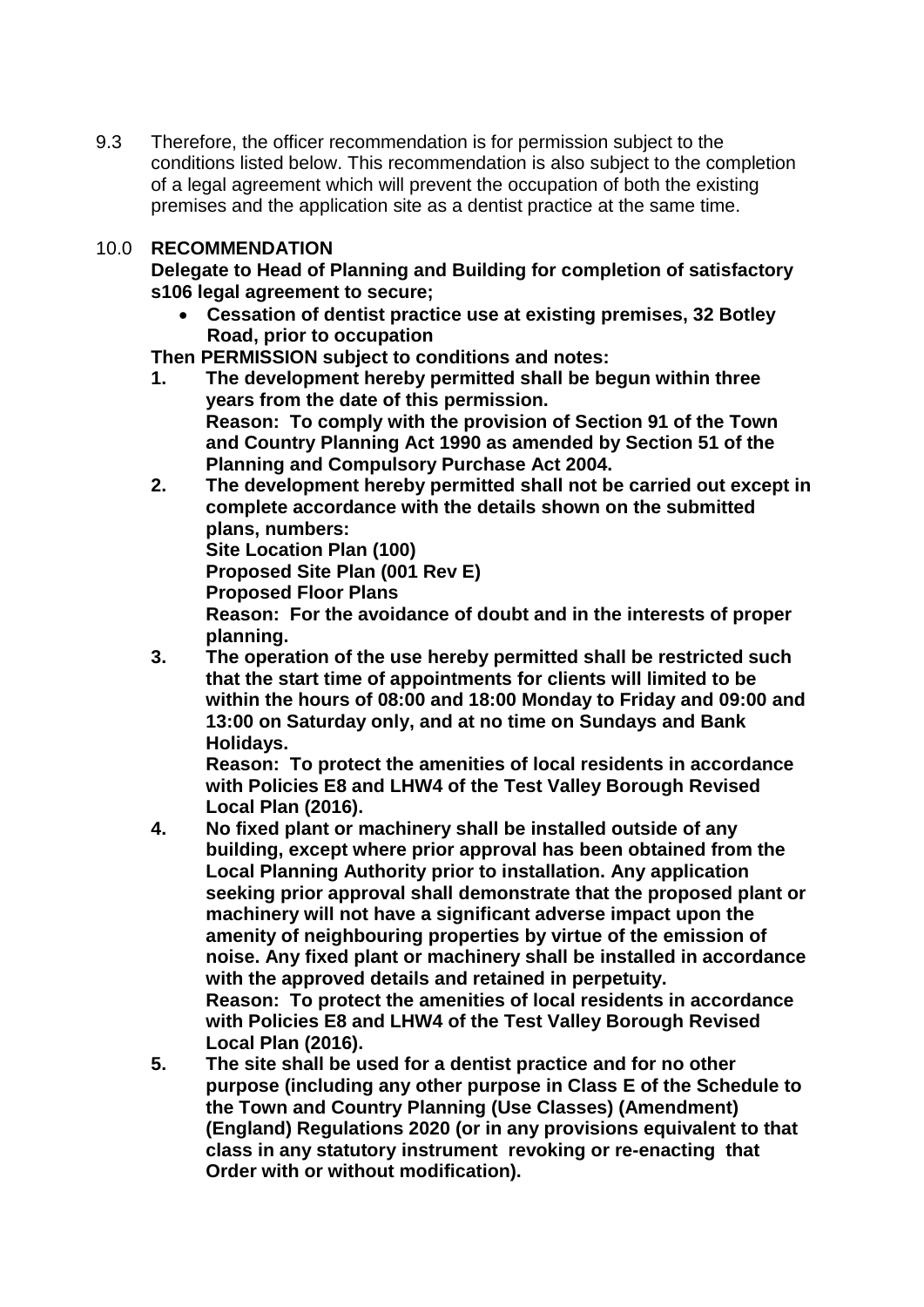9.3 Therefore, the officer recommendation is for permission subject to the conditions listed below. This recommendation is also subject to the completion of a legal agreement which will prevent the occupation of both the existing premises and the application site as a dentist practice at the same time.

## 10.0 RECOMMENDATION

**Delegate to Head of Planning and Building for completion of satisfactory s106 legal agreement to secure;**

- **Cessation of dentist practice use at existing premises, 32 Botley Road, prior to occupation**

**Then PERMISSION subject to conditions and notes:**

1. **The development hereby permitted shall be begun within three years from the date of this permission.**
   **Reason: To comply with the provision of Section 91 of the Town and Country Planning Act 1990 as amended by Section 51 of the Planning and Compulsory Purchase Act 2004.**
2. **The development hereby permitted shall not be carried out except in complete accordance with the details shown on the submitted plans, numbers:**
   **Site Location Plan (100)**
   **Proposed Site Plan (001 Rev E)**
   **Proposed Floor Plans**
   **Reason: For the avoidance of doubt and in the interests of proper planning.**
3. **The operation of the use hereby permitted shall be restricted such that the start time of appointments for clients will limited to be within the hours of 08:00 and 18:00 Monday to Friday and 09:00 and 13:00 on Saturday only, and at no time on Sundays and Bank Holidays.**
   **Reason: To protect the amenities of local residents in accordance with Policies E8 and LHW4 of the Test Valley Borough Revised Local Plan (2016).**
4. **No fixed plant or machinery shall be installed outside of any building, except where prior approval has been obtained from the Local Planning Authority prior to installation. Any application seeking prior approval shall demonstrate that the proposed plant or machinery will not have a significant adverse impact upon the amenity of neighbouring properties by virtue of the emission of noise. Any fixed plant or machinery shall be installed in accordance with the approved details and retained in perpetuity.**
   **Reason: To protect the amenities of local residents in accordance with Policies E8 and LHW4 of the Test Valley Borough Revised Local Plan (2016).**
5. **The site shall be used for a dentist practice and for no other purpose (including any other purpose in Class E of the Schedule to the Town and Country Planning (Use Classes) (Amendment) (England) Regulations 2020 (or in any provisions equivalent to that class in any statutory instrument revoking or re-enacting that Order with or without modification).**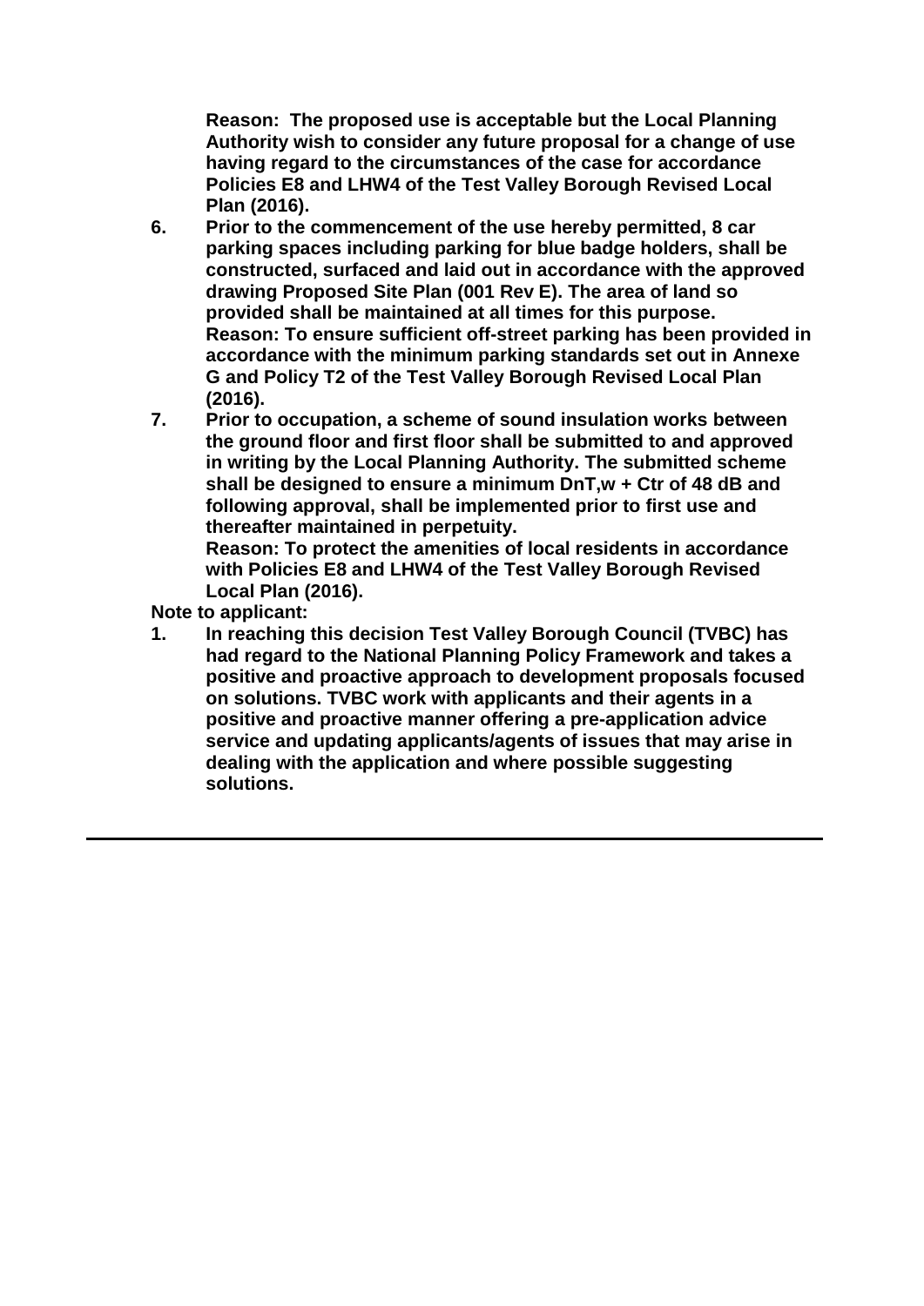**Reason: The proposed use is acceptable but the Local Planning Authority wish to consider any future proposal for a change of use having regard to the circumstances of the case for accordance Policies E8 and LHW4 of the Test Valley Borough Revised Local Plan (2016).**

6. **Prior to the commencement of the use hereby permitted, 8 car parking spaces including parking for blue badge holders, shall be constructed, surfaced and laid out in accordance with the approved drawing Proposed Site Plan (001 Rev E). The area of land so provided shall be maintained at all times for this purpose.**
   **Reason: To ensure sufficient off-street parking has been provided in accordance with the minimum parking standards set out in Annexe G and Policy T2 of the Test Valley Borough Revised Local Plan (2016).**
7. **Prior to occupation, a scheme of sound insulation works between the ground floor and first floor shall be submitted to and approved in writing by the Local Planning Authority. The submitted scheme shall be designed to ensure a minimum DnT,w + Ctr of 48 dB and following approval, shall be implemented prior to first use and thereafter maintained in perpetuity.**
   **Reason: To protect the amenities of local residents in accordance with Policies E8 and LHW4 of the Test Valley Borough Revised Local Plan (2016).**

**Note to applicant:**

1. **In reaching this decision Test Valley Borough Council (TVBC) has had regard to the National Planning Policy Framework and takes a positive and proactive approach to development proposals focused on solutions. TVBC work with applicants and their agents in a positive and proactive manner offering a pre-application advice service and updating applicants/agents of issues that may arise in dealing with the application and where possible suggesting solutions.**

---